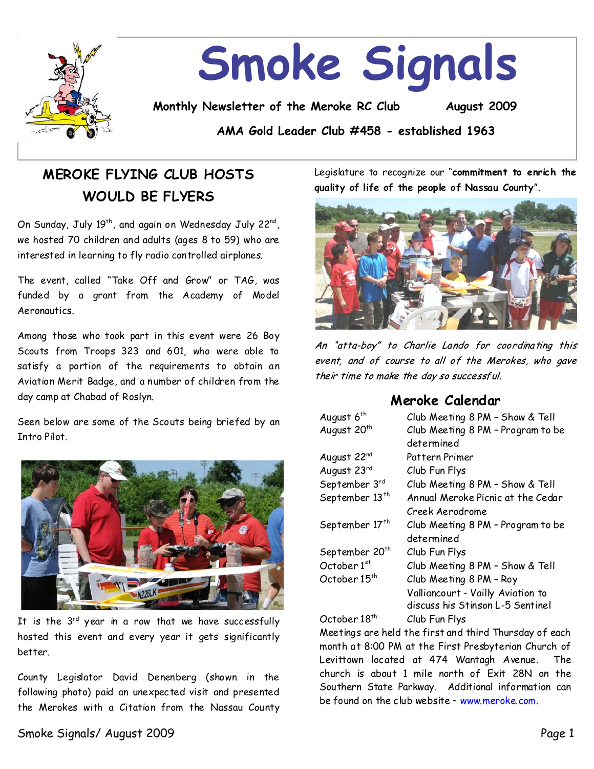# Smoke Signals

**Monthly Newsletter of the Meroke RC Club** **August 2009**

**AMA Gold Leader Club #458 - established 1963**

## MEROKE FLYING CLUB HOSTS WOULD BE FLYERS

On Sunday, July 19th, and again on Wednesday July 22nd, we hosted 70 children and adults (ages 8 to 59) who are interested in learning to fly radio controlled airplanes.

The event, called "Take Off and Grow" or TAG, was funded by a grant from the Academy of Model Aeronautics.

Among those who took part in this event were 26 Boy Scouts from Troops 323 and 601, who were able to satisfy a portion of the requirements to obtain an Aviation Merit Badge, and a number of children from the day camp at Chabad of Roslyn.

Seen below are some of the Scouts being briefed by an Intro Pilot.

It is the 3rd year in a row that we have successfully hosted this event and every year it gets significantly better.

County Legislator David Denenberg (shown in the following photo) paid an unexpected visit and presented the Merokes with a Citation from the Nassau County Legislature to recognize our "**commitment to enrich the quality of life of the people of Nassau County**".

*An "atta-boy" to Charlie Lando for coordinating this event, and of course to all of the Merokes, who gave their time to make the day so successful.*

## Meroke Calendar

| | |
|---|---|
| August 6th | Club Meeting 8 PM – Show & Tell |
| August 20th | Club Meeting 8 PM – Program to be determined |
| August 22nd | Pattern Primer |
| August 23rd | Club Fun Flys |
| September 3rd | Club Meeting 8 PM – Show & Tell |
| September 13th | Annual Meroke Picnic at the Cedar Creek Aerodrome |
| September 17th | Club Meeting 8 PM – Program to be determined |
| September 20th | Club Fun Flys |
| October 1st | Club Meeting 8 PM – Show & Tell |
| October 15th | Club Meeting 8 PM – Roy Valliancourt - Vailly Aviation to discuss his Stinson L-5 Sentinel |
| October 18th | Club Fun Flys |

Meetings are held the first and third Thursday of each month at 8:00 PM at the First Presbyterian Church of Levittown located at 474 Wantagh Avenue. The church is about 1 mile north of Exit 28N on the Southern State Parkway. Additional information can be found on the club website – www.meroke.com.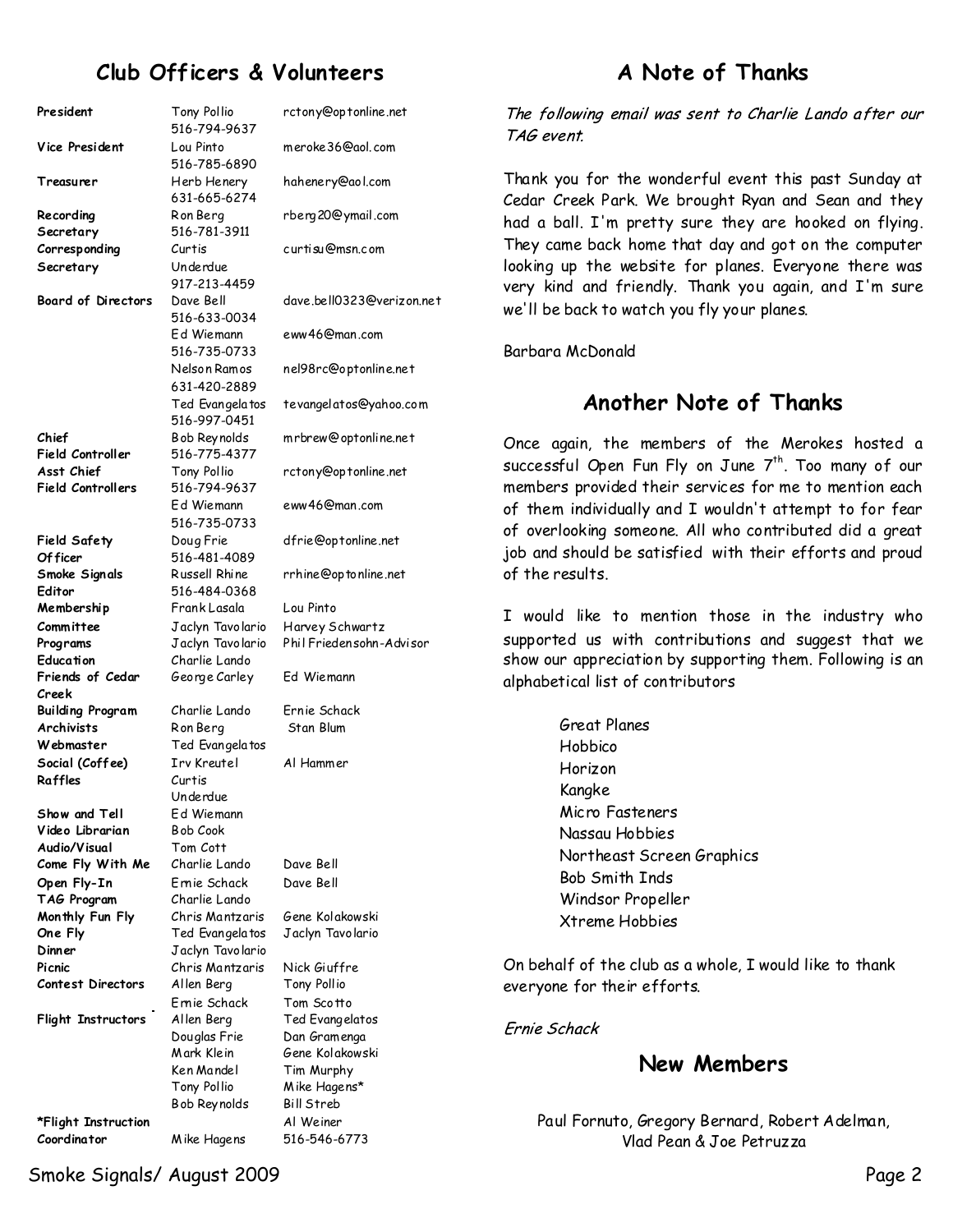## Club Officers & Volunteers

| | | |
|---|---|---|
| **President** | Tony Pollio 516-794-9637 | rctony@optonline.net |
| **Vice President** | Lou Pinto 516-785-6890 | meroke36@aol.com |
| **Treasurer** | Herb Henery 631-665-6274 | hahenery@aol.com |
| **Recording Secretary** | Ron Berg 516-781-3911 | rberg20@ymail.com |
| **Corresponding Secretary** | Curtis Underdue 917-213-4459 | curtisu@msn.com |
| **Board of Directors** | Dave Bell 516-633-0034 | dave.bell0323@verizon.net |
| | Ed Wiemann 516-735-0733 | eww46@man.com |
| | Nelson Ramos 631-420-2889 | nel98rc@optonline.net |
| | Ted Evangelatos 516-997-0451 | tevangelatos@yahoo.com |
| **Chief Field Controller** | Bob Reynolds 516-775-4377 | mrbrew@optonline.net |
| **Asst Chief Field Controllers** | Tony Pollio 516-794-9637 | rctony@optonline.net |
| | Ed Wiemann 516-735-0733 | eww46@man.com |
| **Field Safety Officer** | Doug Frie 516-481-4089 | dfrie@optonline.net |
| **Smoke Signals Editor** | Russell Rhine 516-484-0368 | rrhine@optonline.net |
| **Membership Committee** | Frank Lasala, Jaclyn Tavolario | Lou Pinto, Harvey Schwartz |
| **Programs** | Jaclyn Tavolario | Phil Friedensohn-Advisor |
| **Education** | Charlie Lando | |
| **Friends of Cedar Creek** | George Carley | Ed Wiemann |
| **Building Program** | Charlie Lando | Ernie Schack |
| **Archivists** | Ron Berg | Stan Blum |
| **Webmaster** | Ted Evangelatos | |
| **Social (Coffee)** | Irv Kreutel | Al Hammer |
| **Raffles** | Curtis Underdue | |
| **Show and Tell** | Ed Wiemann | |
| **Video Librarian** | Bob Cook | |
| **Audio/Visual** | Tom Cott | |
| **Come Fly With Me** | Charlie Lando | Dave Bell |
| **Open Fly-In** | Ernie Schack | Dave Bell |
| **TAG Program** | Charlie Lando | |
| **Monthly Fun Fly** | Chris Mantzaris | Gene Kolakowski |
| **One Fly** | Ted Evangelatos | Jaclyn Tavolario |
| **Dinner** | Jaclyn Tavolario | |
| **Picnic** | Chris Mantzaris | Nick Giuffre |
| **Contest Directors** | Allen Berg | Tony Pollio |
| | Ernie Schack | Tom Scotto |
| **Flight Instructors** | Allen Berg | Ted Evangelatos |
| | Douglas Frie | Dan Gramenga |
| | Mark Klein | Gene Kolakowski |
| | Ken Mandel | Tim Murphy |
| | Tony Pollio | Mike Hagens* |
| | Bob Reynolds | Bill Streb |
| | | Al Weiner |
| **\*Flight Instruction Coordinator** | Mike Hagens | 516-546-6773 |

## A Note of Thanks

*The following email was sent to Charlie Lando after our TAG event.*

Thank you for the wonderful event this past Sunday at Cedar Creek Park. We brought Ryan and Sean and they had a ball. I'm pretty sure they are hooked on flying. They came back home that day and got on the computer looking up the website for planes. Everyone there was very kind and friendly. Thank you again, and I'm sure we'll be back to watch you fly your planes.

Barbara McDonald

## Another Note of Thanks

Once again, the members of the Merokes hosted a successful Open Fun Fly on June 7th. Too many of our members provided their services for me to mention each of them individually and I wouldn't attempt to for fear of overlooking someone. All who contributed did a great job and should be satisfied with their efforts and proud of the results.

I would like to mention those in the industry who supported us with contributions and suggest that we show our appreciation by supporting them. Following is an alphabetical list of contributors

- Great Planes
- Hobbico
- Horizon
- Kangke
- Micro Fasteners
- Nassau Hobbies
- Northeast Screen Graphics
- Bob Smith Inds
- Windsor Propeller
- Xtreme Hobbies

On behalf of the club as a whole, I would like to thank everyone for their efforts.

*Ernie Schack*

## New Members

Paul Fornuto, Gregory Bernard, Robert Adelman, Vlad Pean & Joe Petruzza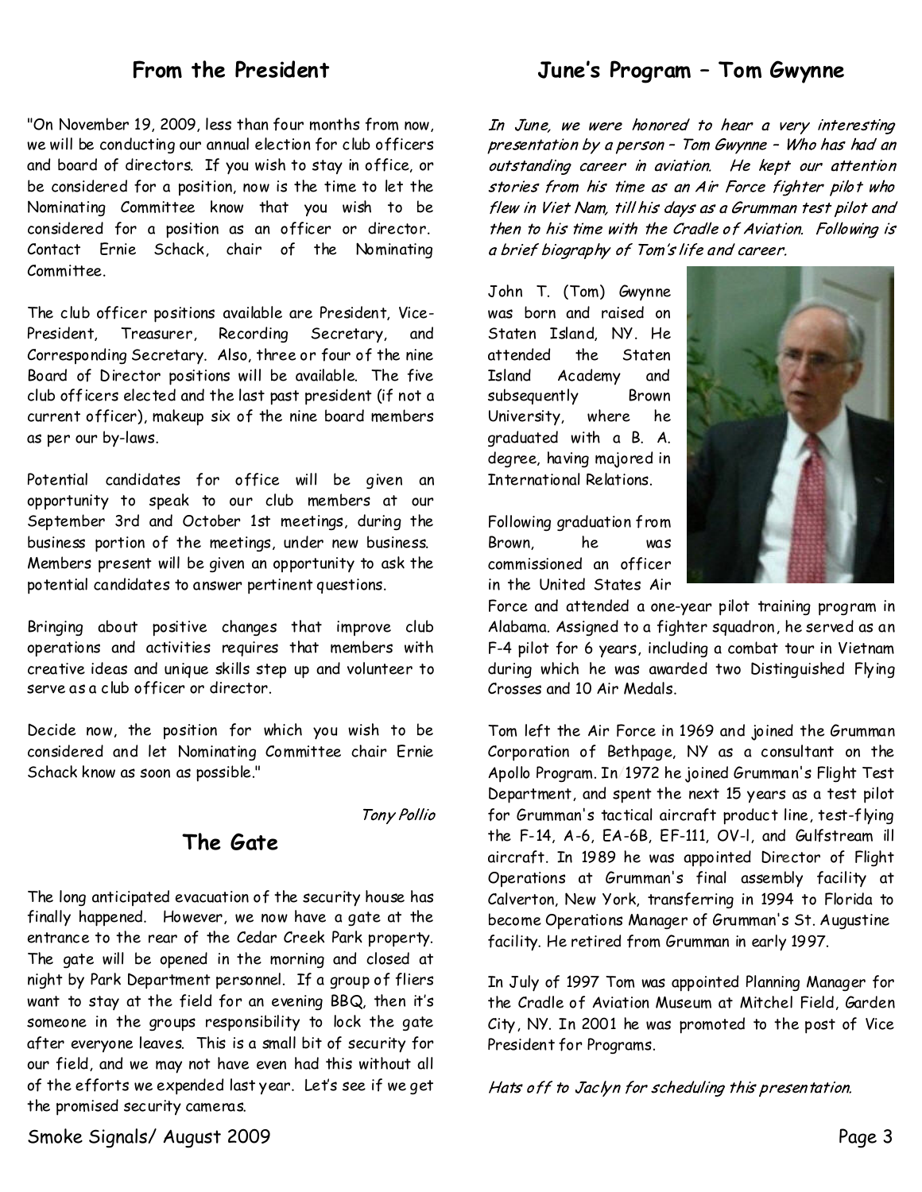## From the President

"On November 19, 2009, less than four months from now, we will be conducting our annual election for club officers and board of directors. If you wish to stay in office, or be considered for a position, now is the time to let the Nominating Committee know that you wish to be considered for a position as an officer or director. Contact Ernie Schack, chair of the Nominating Committee.

The club officer positions available are President, Vice-President, Treasurer, Recording Secretary, and Corresponding Secretary. Also, three or four of the nine Board of Director positions will be available. The five club officers elected and the last past president (if not a current officer), makeup six of the nine board members as per our by-laws.

Potential candidates for office will be given an opportunity to speak to our club members at our September 3rd and October 1st meetings, during the business portion of the meetings, under new business. Members present will be given an opportunity to ask the potential candidates to answer pertinent questions.

Bringing about positive changes that improve club operations and activities requires that members with creative ideas and unique skills step up and volunteer to serve as a club officer or director.

Decide now, the position for which you wish to be considered and let Nominating Committee chair Ernie Schack know as soon as possible."

*Tony Pollio*

## The Gate

The long anticipated evacuation of the security house has finally happened. However, we now have a gate at the entrance to the rear of the Cedar Creek Park property. The gate will be opened in the morning and closed at night by Park Department personnel. If a group of fliers want to stay at the field for an evening BBQ, then it's someone in the groups responsibility to lock the gate after everyone leaves. This is a small bit of security for our field, and we may not have even had this without all of the efforts we expended last year. Let's see if we get the promised security cameras.

## June's Program – Tom Gwynne

*In June, we were honored to hear a very interesting presentation by a person – Tom Gwynne – Who has had an outstanding career in aviation. He kept our attention stories from his time as an Air Force fighter pilot who flew in Viet Nam, till his days as a Grumman test pilot and then to his time with the Cradle of Aviation. Following is a brief biography of Tom's life and career.*

John T. (Tom) Gwynne was born and raised on Staten Island, NY. He attended the Staten Island Academy and subsequently Brown University, where he graduated with a B. A. degree, having majored in International Relations.

Following graduation from Brown, he was commissioned an officer in the United States Air Force and attended a one-year pilot training program in Alabama. Assigned to a fighter squadron, he served as an F-4 pilot for 6 years, including a combat tour in Vietnam during which he was awarded two Distinguished Flying Crosses and 10 Air Medals.

Tom left the Air Force in 1969 and joined the Grumman Corporation of Bethpage, NY as a consultant on the Apollo Program. In 1972 he joined Grumman's Flight Test Department, and spent the next 15 years as a test pilot for Grumman's tactical aircraft product line, test-flying the F-14, A-6, EA-6B, EF-111, OV-l, and Gulfstream ill aircraft. In 1989 he was appointed Director of Flight Operations at Grumman's final assembly facility at Calverton, New York, transferring in 1994 to Florida to become Operations Manager of Grumman's St. Augustine facility. He retired from Grumman in early 1997.

In July of 1997 Tom was appointed Planning Manager for the Cradle of Aviation Museum at Mitchel Field, Garden City, NY. In 2001 he was promoted to the post of Vice President for Programs.

*Hats off to Jaclyn for scheduling this presentation.*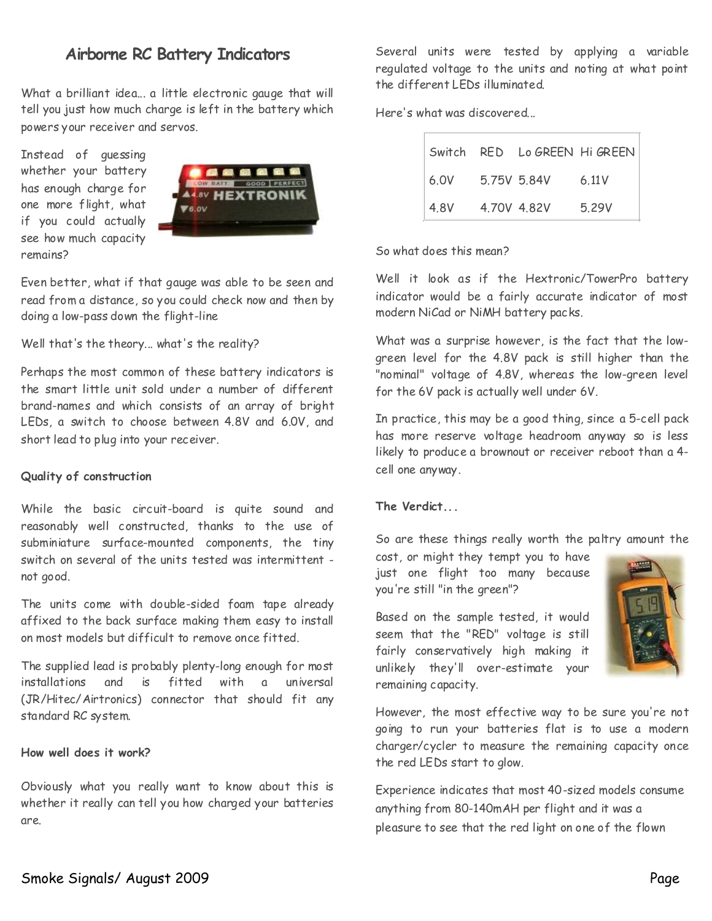## Airborne RC Battery Indicators

What a brilliant idea... a little electronic gauge that will tell you just how much charge is left in the battery which powers your receiver and servos.

Instead of guessing whether your battery has enough charge for one more flight, what if you could actually see how much capacity remains?

Even better, what if that gauge was able to be seen and read from a distance, so you could check now and then by doing a low-pass down the flight-line

Well that's the theory... what's the reality?

Perhaps the most common of these battery indicators is the smart little unit sold under a number of different brand-names and which consists of an array of bright LEDs, a switch to choose between 4.8V and 6.0V, and short lead to plug into your receiver.

**Quality of construction**

While the basic circuit-board is quite sound and reasonably well constructed, thanks to the use of subminiature surface-mounted components, the tiny switch on several of the units tested was intermittent - not good.

The units come with double-sided foam tape already affixed to the back surface making them easy to install on most models but difficult to remove once fitted.

The supplied lead is probably plenty-long enough for most installations and is fitted with a universal (JR/Hitec/Airtronics) connector that should fit any standard RC system.

**How well does it work?**

Obviously what you really want to know about this is whether it really can tell you how charged your batteries are.

Several units were tested by applying a variable regulated voltage to the units and noting at what point the different LEDs illuminated.

Here's what was discovered...

| Switch | RED | Lo GREEN | Hi GREEN |
|---|---|---|---|
| 6.0V | 5.75V | 5.84V | 6.11V |
| 4.8V | 4.70V | 4.82V | 5.29V |

So what does this mean?

Well it look as if the Hextronic/TowerPro battery indicator would be a fairly accurate indicator of most modern NiCad or NiMH battery packs.

What was a surprise however, is the fact that the low-green level for the 4.8V pack is still higher than the "nominal" voltage of 4.8V, whereas the low-green level for the 6V pack is actually well under 6V.

In practice, this may be a good thing, since a 5-cell pack has more reserve voltage headroom anyway so is less likely to produce a brownout or receiver reboot than a 4-cell one anyway.

**The Verdict...**

So are these things really worth the paltry amount the cost, or might they tempt you to have just one flight too many because you're still "in the green"?

Based on the sample tested, it would seem that the "RED" voltage is still fairly conservatively high making it unlikely they'll over-estimate your remaining capacity.

However, the most effective way to be sure you're not going to run your batteries flat is to use a modern charger/cycler to measure the remaining capacity once the red LEDs start to glow.

Experience indicates that most 40-sized models consume anything from 80-140mAH per flight and it was a pleasure to see that the red light on one of the flown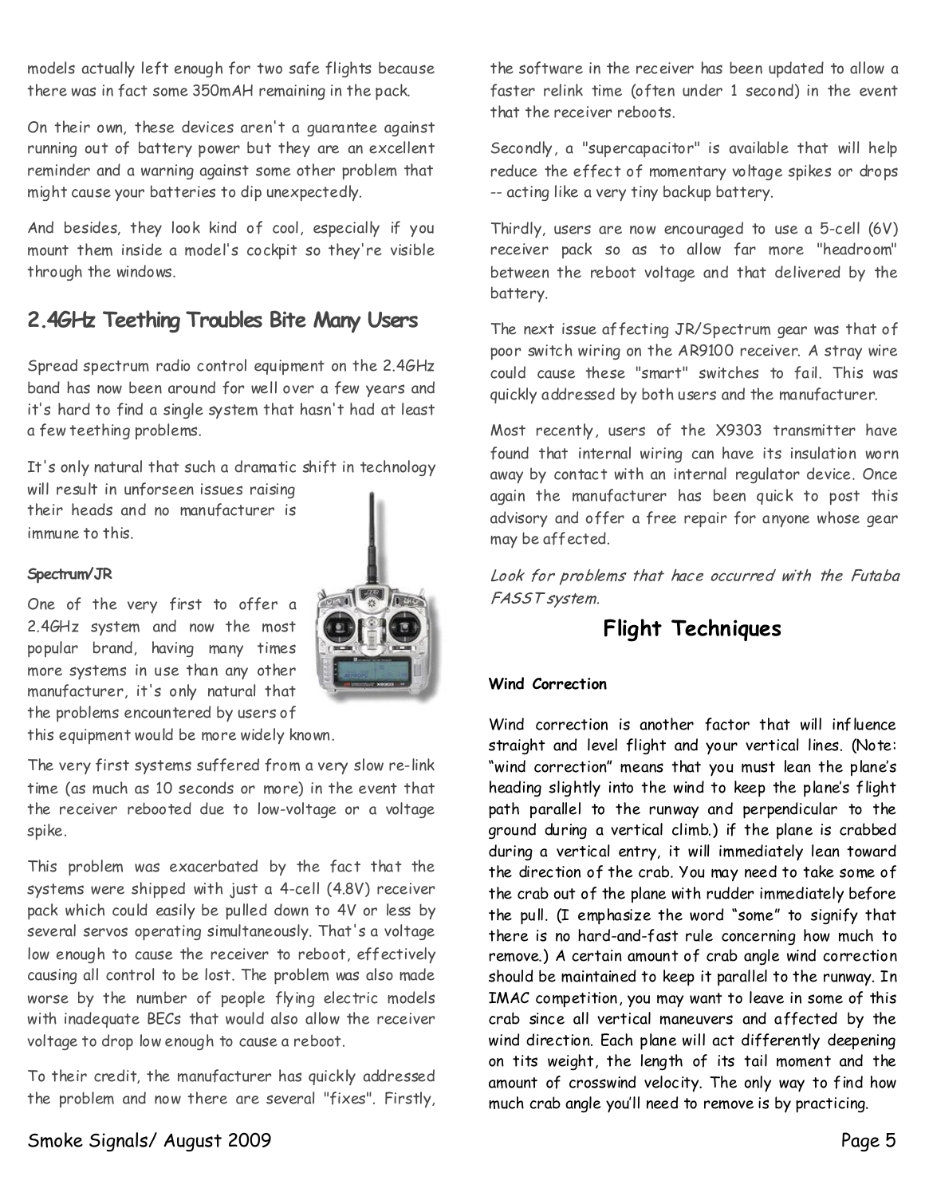models actually left enough for two safe flights because there was in fact some 350mAH remaining in the pack.

On their own, these devices aren't a guarantee against running out of battery power but they are an excellent reminder and a warning against some other problem that might cause your batteries to dip unexpectedly.

And besides, they look kind of cool, especially if you mount them inside a model's cockpit so they're visible through the windows.

## 2.4GHz Teething Troubles Bite Many Users

Spread spectrum radio control equipment on the 2.4GHz band has now been around for well over a few years and it's hard to find a single system that hasn't had at least a few teething problems.

It's only natural that such a dramatic shift in technology will result in unforseen issues raising their heads and no manufacturer is immune to this.

### Spectrum/JR

One of the very first to offer a 2.4GHz system and now the most popular brand, having many times more systems in use than any other manufacturer, it's only natural that the problems encountered by users of this equipment would be more widely known.

The very first systems suffered from a very slow re-link time (as much as 10 seconds or more) in the event that the receiver rebooted due to low-voltage or a voltage spike.

This problem was exacerbated by the fact that the systems were shipped with just a 4-cell (4.8V) receiver pack which could easily be pulled down to 4V or less by several servos operating simultaneously. That's a voltage low enough to cause the receiver to reboot, effectively causing all control to be lost. The problem was also made worse by the number of people flying electric models with inadequate BECs that would also allow the receiver voltage to drop low enough to cause a reboot.

To their credit, the manufacturer has quickly addressed the problem and now there are several "fixes". Firstly, the software in the receiver has been updated to allow a faster relink time (often under 1 second) in the event that the receiver reboots.

Secondly, a "supercapacitor" is available that will help reduce the effect of momentary voltage spikes or drops -- acting like a very tiny backup battery.

Thirdly, users are now encouraged to use a 5-cell (6V) receiver pack so as to allow far more "headroom" between the reboot voltage and that delivered by the battery.

The next issue affecting JR/Spectrum gear was that of poor switch wiring on the AR9100 receiver. A stray wire could cause these "smart" switches to fail. This was quickly addressed by both users and the manufacturer.

Most recently, users of the X9303 transmitter have found that internal wiring can have its insulation worn away by contact with an internal regulator device. Once again the manufacturer has been quick to post this advisory and offer a free repair for anyone whose gear may be affected.

*Look for problems that hace occurred with the Futaba FASST system.*

## Flight Techniques

### Wind Correction

Wind correction is another factor that will influence straight and level flight and your vertical lines. (Note: “wind correction” means that you must lean the plane’s heading slightly into the wind to keep the plane’s flight path parallel to the runway and perpendicular to the ground during a vertical climb.) if the plane is crabbed during a vertical entry, it will immediately lean toward the direction of the crab. You may need to take some of the crab out of the plane with rudder immediately before the pull. (I emphasize the word “some” to signify that there is no hard-and-fast rule concerning how much to remove.) A certain amount of crab angle wind correction should be maintained to keep it parallel to the runway. In IMAC competition, you may want to leave in some of this crab since all vertical maneuvers and affected by the wind direction. Each plane will act differently deepening on tits weight, the length of its tail moment and the amount of crosswind velocity. The only way to find how much crab angle you’ll need to remove is by practicing.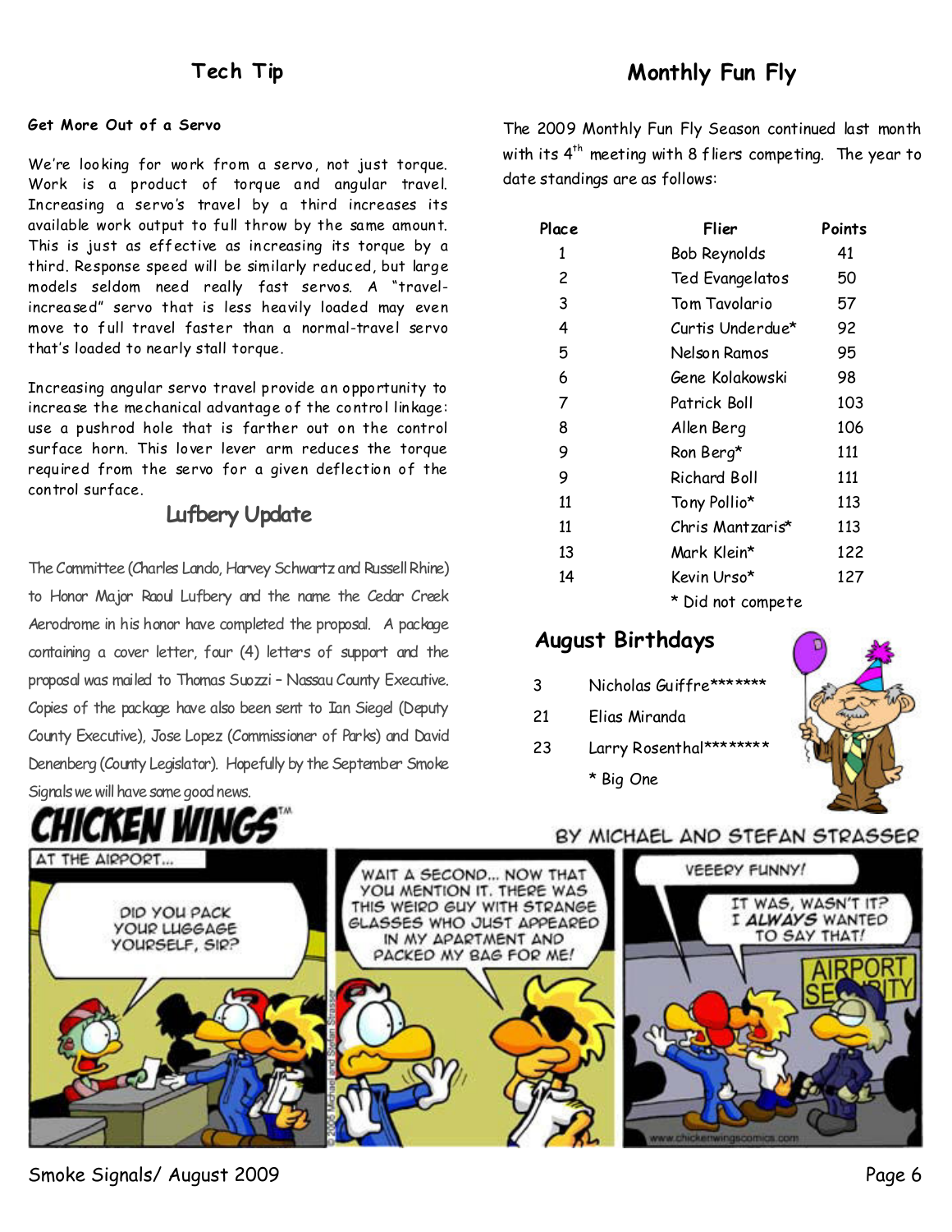## Tech Tip

**Get More Out of a Servo**

We're looking for work from a servo, not just torque. Work is a product of torque and angular travel. Increasing a servo's travel by a third increases its available work output to full throw by the same amount. This is just as effective as increasing its torque by a third. Response speed will be similarly reduced, but large models seldom need really fast servos. A "travel-increased" servo that is less heavily loaded may even move to full travel faster than a normal-travel servo that's loaded to nearly stall torque.

Increasing angular servo travel provide an opportunity to increase the mechanical advantage of the control linkage: use a pushrod hole that is farther out on the control surface horn. This lover lever arm reduces the torque required from the servo for a given deflection of the control surface.

## Lufbery Update

The Committee (Charles Lando, Harvey Schwartz and Russell Rhine) to Honor Major Raoul Lufbery and the name the Cedar Creek Aerodrome in his honor have completed the proposal. A package containing a cover letter, four (4) letters of support and the proposal was mailed to Thomas Suozzi – Nassau County Executive. Copies of the package have also been sent to Ian Siegel (Deputy County Executive), Jose Lopez (Commissioner of Parks) and David Denenberg (County Legislator). Hopefully by the September Smoke Signals we will have some good news.

## Monthly Fun Fly

The 2009 Monthly Fun Fly Season continued last month with its 4th meeting with 8 fliers competing. The year to date standings are as follows:

| Place | Flier | Points |
|---|---|---|
| 1 | Bob Reynolds | 41 |
| 2 | Ted Evangelatos | 50 |
| 3 | Tom Tavolario | 57 |
| 4 | Curtis Underdue* | 92 |
| 5 | Nelson Ramos | 95 |
| 6 | Gene Kolakowski | 98 |
| 7 | Patrick Boll | 103 |
| 8 | Allen Berg | 106 |
| 9 | Ron Berg* | 111 |
| 9 | Richard Boll | 111 |
| 11 | Tony Pollio* | 113 |
| 11 | Chris Mantzaris* | 113 |
| 13 | Mark Klein* | 122 |
| 14 | Kevin Urso* | 127 |

* Did not compete

## August Birthdays

3 Nicholas Guiffre*******

21 Elias Miranda

23 Larry Rosenthal********

* Big One

**CHICKEN WINGS™** BY MICHAEL AND STEFAN STRASSER